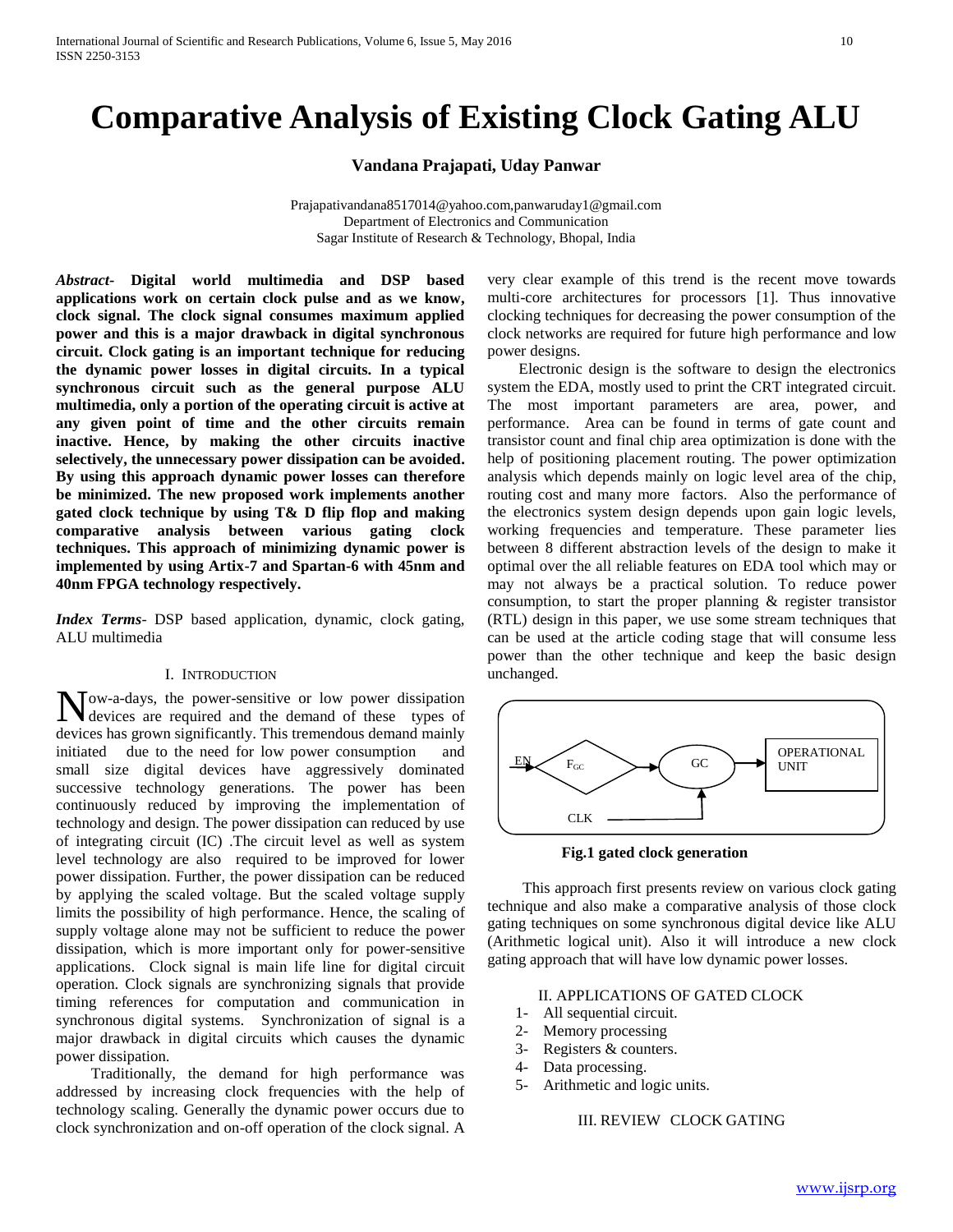# Comparative Analysis of Existing Clock Gating ALU

**Vandana Prajapati, Uday Panwar**

Prajapativandana8517014@yahoo.com,panwaruday1@gmail.com
Department of Electronics and Communication
Sagar Institute of Research & Technology, Bhopal, India

***Abstract-*** **Digital world multimedia and DSP based applications work on certain clock pulse and as we know, clock signal. The clock signal consumes maximum applied power and this is a major drawback in digital synchronous circuit. Clock gating is an important technique for reducing the dynamic power losses in digital circuits. In a typical synchronous circuit such as the general purpose ALU multimedia, only a portion of the operating circuit is active at any given point of time and the other circuits remain inactive. Hence, by making the other circuits inactive selectively, the unnecessary power dissipation can be avoided. By using this approach dynamic power losses can therefore be minimized. The new proposed work implements another gated clock technique by using T& D flip flop and making comparative analysis between various gating clock techniques. This approach of minimizing dynamic power is implemented by using Artix-7 and Spartan-6 with 45nm and 40nm FPGA technology respectively.**

***Index Terms-*** DSP based application, dynamic, clock gating, ALU multimedia

## I. Introduction

Now-a-days, the power-sensitive or low power dissipation devices are required and the demand of these types of devices has grown significantly. This tremendous demand mainly initiated due to the need for low power consumption and small size digital devices have aggressively dominated successive technology generations. The power has been continuously reduced by improving the implementation of technology and design. The power dissipation can reduced by use of integrating circuit (IC) .The circuit level as well as system level technology are also required to be improved for lower power dissipation. Further, the power dissipation can be reduced by applying the scaled voltage. But the scaled voltage supply limits the possibility of high performance. Hence, the scaling of supply voltage alone may not be sufficient to reduce the power dissipation, which is more important only for power-sensitive applications. Clock signal is main life line for digital circuit operation. Clock signals are synchronizing signals that provide timing references for computation and communication in synchronous digital systems. Synchronization of signal is a major drawback in digital circuits which causes the dynamic power dissipation.

Traditionally, the demand for high performance was addressed by increasing clock frequencies with the help of technology scaling. Generally the dynamic power occurs due to clock synchronization and on-off operation of the clock signal. A very clear example of this trend is the recent move towards multi-core architectures for processors [1]. Thus innovative clocking techniques for decreasing the power consumption of the clock networks are required for future high performance and low power designs.

Electronic design is the software to design the electronics system the EDA, mostly used to print the CRT integrated circuit. The most important parameters are area, power, and performance. Area can be found in terms of gate count and transistor count and final chip area optimization is done with the help of positioning placement routing. The power optimization analysis which depends mainly on logic level area of the chip, routing cost and many more factors. Also the performance of the electronics system design depends upon gain logic levels, working frequencies and temperature. These parameter lies between 8 different abstraction levels of the design to make it optimal over the all reliable features on EDA tool which may or may not always be a practical solution. To reduce power consumption, to start the proper planning & register transistor (RTL) design in this paper, we use some stream techniques that can be used at the article coding stage that will consume less power than the other technique and keep the basic design unchanged.

EN → $F_{GC}$ → GC → OPERATIONAL UNIT; CLK → GC

**Fig.1 gated clock generation**

This approach first presents review on various clock gating technique and also make a comparative analysis of those clock gating techniques on some synchronous digital device like ALU (Arithmetic logical unit). Also it will introduce a new clock gating approach that will have low dynamic power losses.

## II. Applications of Gated Clock

1- All sequential circuit.
2- Memory processing
3- Registers & counters.
4- Data processing.
5- Arithmetic and logic units.

## III. Review Clock Gating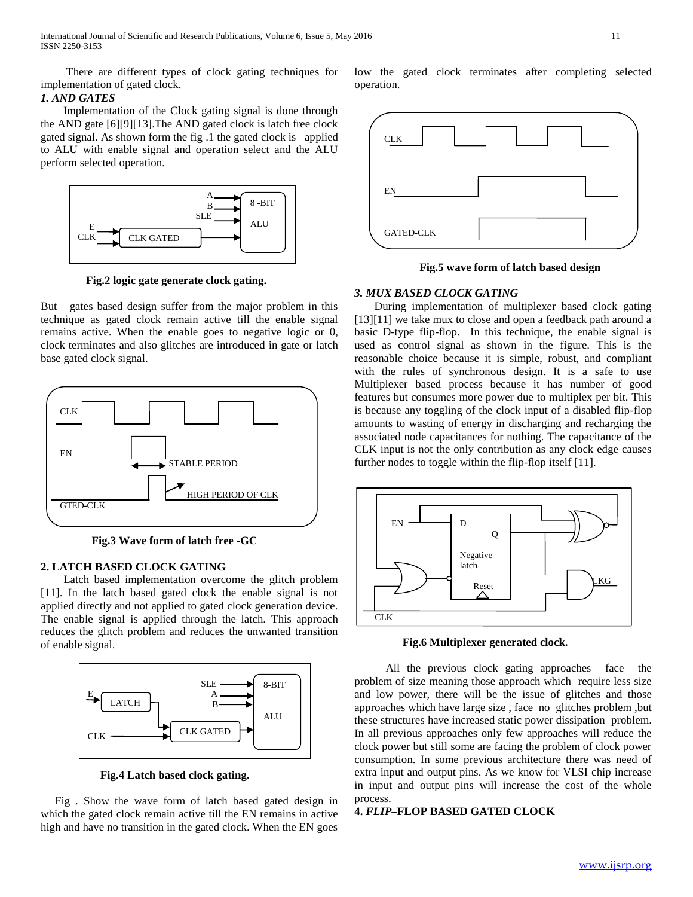There are different types of clock gating techniques for implementation of gated clock.

### *1. AND GATES*

Implementation of the Clock gating signal is done through the AND gate [6][9][13].The AND gated clock is latch free clock gated signal. As shown form the fig .1 the gated clock is applied to ALU with enable signal and operation select and the ALU perform selected operation.

**Fig.2 logic gate generate clock gating.**

But gates based design suffer from the major problem in this technique as gated clock remain active till the enable signal remains active. When the enable goes to negative logic or 0, clock terminates and also glitches are introduced in gate or latch base gated clock signal.

**Fig.3 Wave form of latch free -GC**

### 2. LATCH BASED CLOCK GATING

Latch based implementation overcome the glitch problem [11]. In the latch based gated clock the enable signal is not applied directly and not applied to gated clock generation device. The enable signal is applied through the latch. This approach reduces the glitch problem and reduces the unwanted transition of enable signal.

**Fig.4 Latch based clock gating.**

Fig . Show the wave form of latch based gated design in which the gated clock remain active till the EN remains in active high and have no transition in the gated clock. When the EN goes low the gated clock terminates after completing selected operation.

**Fig.5 wave form of latch based design**

### *3. MUX BASED CLOCK GATING*

During implementation of multiplexer based clock gating [13][11] we take mux to close and open a feedback path around a basic D-type flip-flop. In this technique, the enable signal is used as control signal as shown in the figure. This is the reasonable choice because it is simple, robust, and compliant with the rules of synchronous design. It is a safe to use Multiplexer based process because it has number of good features but consumes more power due to multiplex per bit. This is because any toggling of the clock input of a disabled flip-flop amounts to wasting of energy in discharging and recharging the associated node capacitances for nothing. The capacitance of the CLK input is not the only contribution as any clock edge causes further nodes to toggle within the flip-flop itself [11].

**Fig.6 Multiplexer generated clock.**

All the previous clock gating approaches face the problem of size meaning those approach which require less size and low power, there will be the issue of glitches and those approaches which have large size , face no glitches problem ,but these structures have increased static power dissipation problem. In all previous approaches only few approaches will reduce the clock power but still some are facing the problem of clock power consumption. In some previous architecture there was need of extra input and output pins. As we know for VLSI chip increase in input and output pins will increase the cost of the whole process.

### 4. *FLIP*–FLOP BASED GATED CLOCK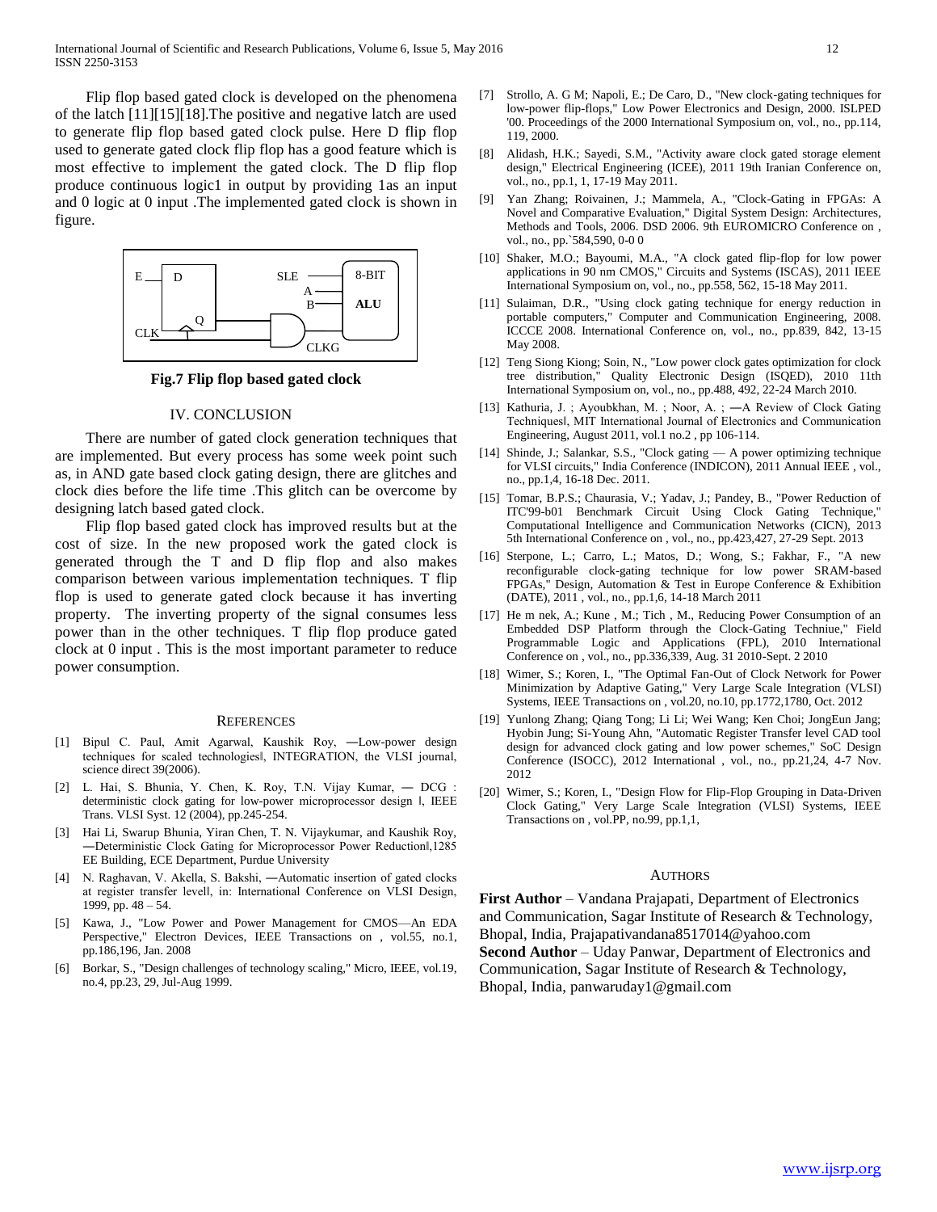Flip flop based gated clock is developed on the phenomena of the latch [11][15][18].The positive and negative latch are used to generate flip flop based gated clock pulse. Here D flip flop used to generate gated clock flip flop has a good feature which is most effective to implement the gated clock. The D flip flop produce continuous logic1 in output by providing 1as an input and 0 logic at 0 input .The implemented gated clock is shown in figure.

E
D
Q
CLK
SLE
A
B
8-BIT
ALU
CLKG

**Fig.7 Flip flop based gated clock**

## IV. CONCLUSION

There are number of gated clock generation techniques that are implemented. But every process has some week point such as, in AND gate based clock gating design, there are glitches and clock dies before the life time .This glitch can be overcome by designing latch based gated clock.

Flip flop based gated clock has improved results but at the cost of size. In the new proposed work the gated clock is generated through the T and D flip flop and also makes comparison between various implementation techniques. T flip flop is used to generate gated clock because it has inverting property. The inverting property of the signal consumes less power than in the other techniques. T flip flop produce gated clock at 0 input . This is the most important parameter to reduce power consumption.

## REFERENCES

[1] Bipul C. Paul, Amit Agarwal, Kaushik Roy, ―Low-power design techniques for scaled technologies‖, INTEGRATION, the VLSI journal, science direct 39(2006).

[2] L. Hai, S. Bhunia, Y. Chen, K. Roy, T.N. Vijay Kumar, ― DCG : deterministic clock gating for low-power microprocessor design ‖, IEEE Trans. VLSI Syst. 12 (2004), pp.245-254.

[3] Hai Li, Swarup Bhunia, Yiran Chen, T. N. Vijaykumar, and Kaushik Roy, ―Deterministic Clock Gating for Microprocessor Power Reduction‖,1285 EE Building, ECE Department, Purdue University

[4] N. Raghavan, V. Akella, S. Bakshi, ―Automatic insertion of gated clocks at register transfer level‖, in: International Conference on VLSI Design, 1999, pp. 48 – 54.

[5] Kawa, J., "Low Power and Power Management for CMOS—An EDA Perspective," Electron Devices, IEEE Transactions on , vol.55, no.1, pp.186,196, Jan. 2008

[6] Borkar, S., "Design challenges of technology scaling," Micro, IEEE, vol.19, no.4, pp.23, 29, Jul-Aug 1999.

[7] Strollo, A. G M; Napoli, E.; De Caro, D., "New clock-gating techniques for low-power flip-flops," Low Power Electronics and Design, 2000. ISLPED '00. Proceedings of the 2000 International Symposium on, vol., no., pp.114, 119, 2000.

[8] Alidash, H.K.; Sayedi, S.M., "Activity aware clock gated storage element design," Electrical Engineering (ICEE), 2011 19th Iranian Conference on, vol., no., pp.1, 1, 17-19 May 2011.

[9] Yan Zhang; Roivainen, J.; Mammela, A., "Clock-Gating in FPGAs: A Novel and Comparative Evaluation," Digital System Design: Architectures, Methods and Tools, 2006. DSD 2006. 9th EUROMICRO Conference on , vol., no., pp.`584,590, 0-0 0

[10] Shaker, M.O.; Bayoumi, M.A., "A clock gated flip-flop for low power applications in 90 nm CMOS," Circuits and Systems (ISCAS), 2011 IEEE International Symposium on, vol., no., pp.558, 562, 15-18 May 2011.

[11] Sulaiman, D.R., "Using clock gating technique for energy reduction in portable computers," Computer and Communication Engineering, 2008. ICCCE 2008. International Conference on, vol., no., pp.839, 842, 13-15 May 2008.

[12] Teng Siong Kiong; Soin, N., "Low power clock gates optimization for clock tree distribution," Quality Electronic Design (ISQED), 2010 11th International Symposium on, vol., no., pp.488, 492, 22-24 March 2010.

[13] Kathuria, J. ; Ayoubkhan, M. ; Noor, A. ; ―A Review of Clock Gating Techniques‖, MIT International Journal of Electronics and Communication Engineering, August 2011, vol.1 no.2 , pp 106-114.

[14] Shinde, J.; Salankar, S.S., "Clock gating — A power optimizing technique for VLSI circuits," India Conference (INDICON), 2011 Annual IEEE , vol., no., pp.1,4, 16-18 Dec. 2011.

[15] Tomar, B.P.S.; Chaurasia, V.; Yadav, J.; Pandey, B., "Power Reduction of ITC'99-b01 Benchmark Circuit Using Clock Gating Technique," Computational Intelligence and Communication Networks (CICN), 2013 5th International Conference on , vol., no., pp.423,427, 27-29 Sept. 2013

[16] Sterpone, L.; Carro, L.; Matos, D.; Wong, S.; Fakhar, F., "A new reconfigurable clock-gating technique for low power SRAM-based FPGAs," Design, Automation & Test in Europe Conference & Exhibition (DATE), 2011 , vol., no., pp.1,6, 14-18 March 2011

[17] He m nek, A.; Kune , M.; Tich , M., Reducing Power Consumption of an Embedded DSP Platform through the Clock-Gating Techniue," Field Programmable Logic and Applications (FPL), 2010 International Conference on , vol., no., pp.336,339, Aug. 31 2010-Sept. 2 2010

[18] Wimer, S.; Koren, I., "The Optimal Fan-Out of Clock Network for Power Minimization by Adaptive Gating," Very Large Scale Integration (VLSI) Systems, IEEE Transactions on , vol.20, no.10, pp.1772,1780, Oct. 2012

[19] Yunlong Zhang; Qiang Tong; Li Li; Wei Wang; Ken Choi; JongEun Jang; Hyobin Jung; Si-Young Ahn, "Automatic Register Transfer level CAD tool design for advanced clock gating and low power schemes," SoC Design Conference (ISOCC), 2012 International , vol., no., pp.21,24, 4-7 Nov. 2012

[20] Wimer, S.; Koren, I., "Design Flow for Flip-Flop Grouping in Data-Driven Clock Gating," Very Large Scale Integration (VLSI) Systems, IEEE Transactions on , vol.PP, no.99, pp.1,1,

## AUTHORS

**First Author** – Vandana Prajapati, Department of Electronics and Communication, Sagar Institute of Research & Technology, Bhopal, India, Prajapativandana8517014@yahoo.com

**Second Author** – Uday Panwar, Department of Electronics and Communication, Sagar Institute of Research & Technology, Bhopal, India, panwaruday1@gmail.com